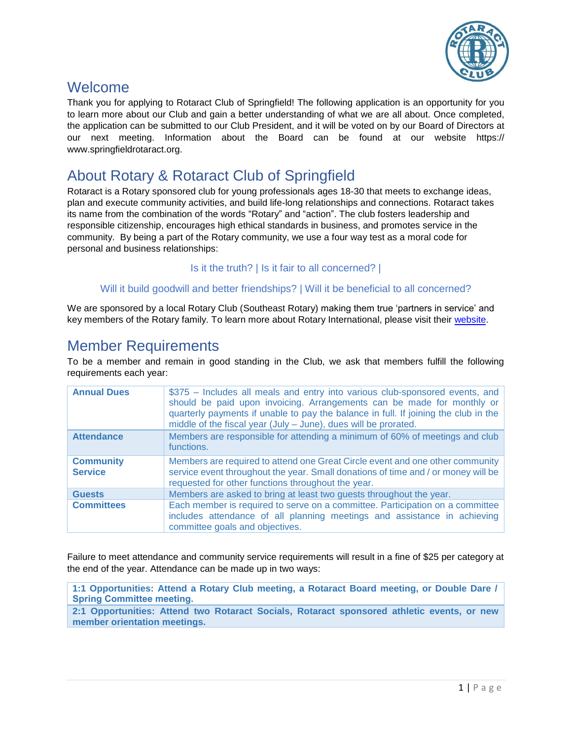## Welcome

Thank you for applying to Rotaract Club of Springfield! The following application is an opportunity for you to learn more about our Club and gain a better understanding of what we are all about. Once completed, the application can be submitted to our Club President, and it will be voted on by our Board of Directors at our next meeting. Information about the Board can be found at our website https:// www.springfieldrotaract.org.

## About Rotary & Rotaract Club of Springfield

Rotaract is a Rotary sponsored club for young professionals ages 18-30 that meets to exchange ideas, plan and execute community activities, and build life-long relationships and connections. Rotaract takes its name from the combination of the words "Rotary" and "action". The club fosters leadership and responsible citizenship, encourages high ethical standards in business, and promotes service in the community. By being a part of the Rotary community, we use a four way test as a moral code for personal and business relationships:

Is it the truth? | Is it fair to all concerned? |

Will it build goodwill and better friendships? | Will it be beneficial to all concerned?

We are sponsored by a local Rotary Club (Southeast Rotary) making them true 'partners in service' and key members of the Rotary family. To learn more about Rotary International, please visit their website.

## Member Requirements

To be a member and remain in good standing in the Club, we ask that members fulfill the following requirements each year:

| | |
|---|---|
| **Annual Dues** | $375 – Includes all meals and entry into various club-sponsored events, and should be paid upon invoicing. Arrangements can be made for monthly or quarterly payments if unable to pay the balance in full. If joining the club in the middle of the fiscal year (July – June), dues will be prorated. |
| **Attendance** | Members are responsible for attending a minimum of 60% of meetings and club functions. |
| **Community Service** | Members are required to attend one Great Circle event and one other community service event throughout the year. Small donations of time and / or money will be requested for other functions throughout the year. |
| **Guests** | Members are asked to bring at least two guests throughout the year. |
| **Committees** | Each member is required to serve on a committee. Participation on a committee includes attendance of all planning meetings and assistance in achieving committee goals and objectives. |

Failure to meet attendance and community service requirements will result in a fine of $25 per category at the end of the year. Attendance can be made up in two ways:

| |
|---|
| **1:1 Opportunities: Attend a Rotary Club meeting, a Rotaract Board meeting, or Double Dare / Spring Committee meeting.** |
| **2:1 Opportunities: Attend two Rotaract Socials, Rotaract sponsored athletic events, or new member orientation meetings.** |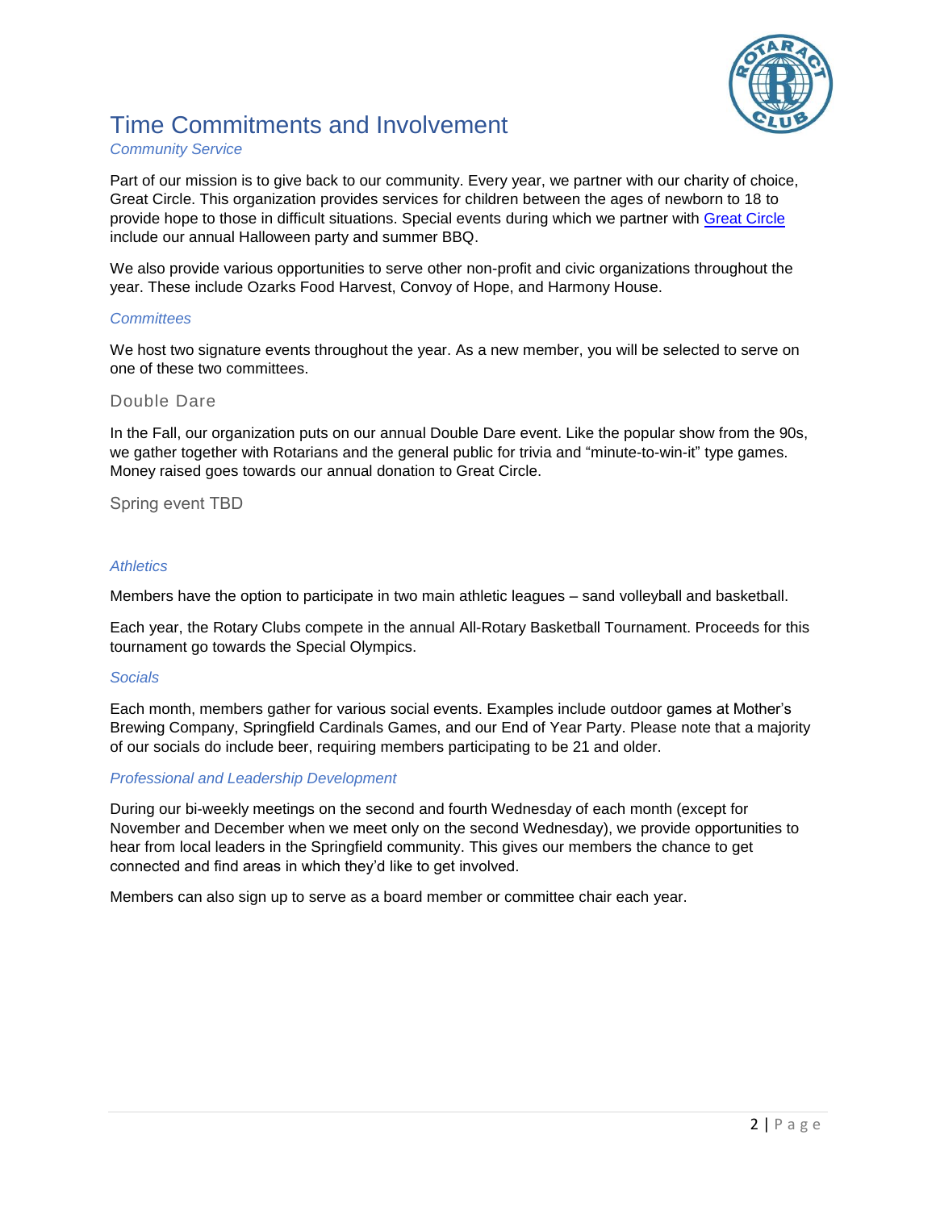# Time Commitments and Involvement

## *Community Service*

Part of our mission is to give back to our community. Every year, we partner with our charity of choice, Great Circle. This organization provides services for children between the ages of newborn to 18 to provide hope to those in difficult situations. Special events during which we partner with Great Circle include our annual Halloween party and summer BBQ.

We also provide various opportunities to serve other non-profit and civic organizations throughout the year. These include Ozarks Food Harvest, Convoy of Hope, and Harmony House.

## *Committees*

We host two signature events throughout the year. As a new member, you will be selected to serve on one of these two committees.

### Double Dare

In the Fall, our organization puts on our annual Double Dare event. Like the popular show from the 90s, we gather together with Rotarians and the general public for trivia and "minute-to-win-it" type games. Money raised goes towards our annual donation to Great Circle.

### Spring event TBD

## *Athletics*

Members have the option to participate in two main athletic leagues – sand volleyball and basketball.

Each year, the Rotary Clubs compete in the annual All-Rotary Basketball Tournament. Proceeds for this tournament go towards the Special Olympics.

## *Socials*

Each month, members gather for various social events. Examples include outdoor games at Mother's Brewing Company, Springfield Cardinals Games, and our End of Year Party. Please note that a majority of our socials do include beer, requiring members participating to be 21 and older.

## *Professional and Leadership Development*

During our bi-weekly meetings on the second and fourth Wednesday of each month (except for November and December when we meet only on the second Wednesday), we provide opportunities to hear from local leaders in the Springfield community. This gives our members the chance to get connected and find areas in which they'd like to get involved.

Members can also sign up to serve as a board member or committee chair each year.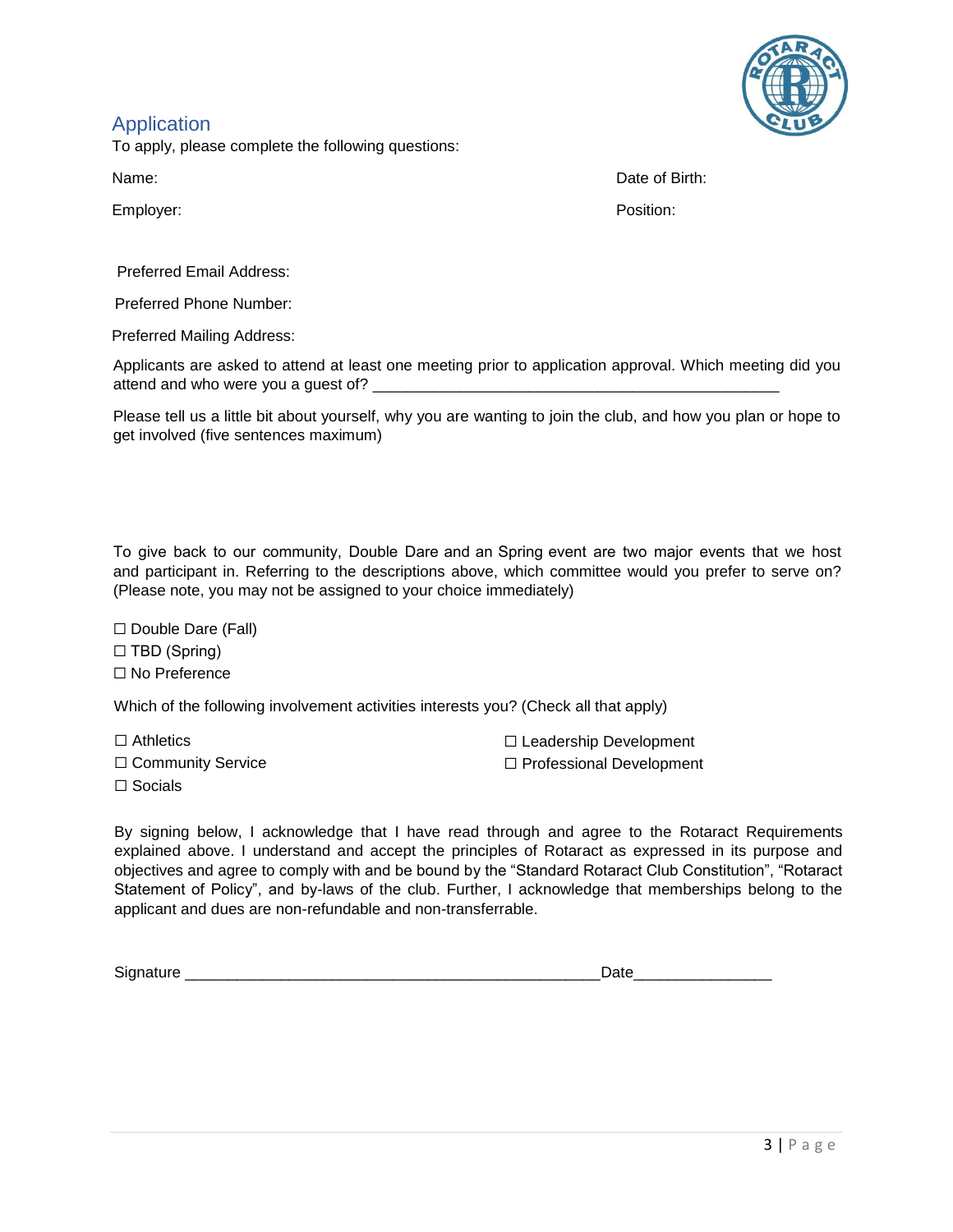## Application

To apply, please complete the following questions:

Name: 

Date of Birth:

Employer: 

Position:

Preferred Email Address:

Preferred Phone Number:

Preferred Mailing Address:

Applicants are asked to attend at least one meeting prior to application approval. Which meeting did you attend and who were you a guest of? ______________________________________________

Please tell us a little bit about yourself, why you are wanting to join the club, and how you plan or hope to get involved (five sentences maximum)

To give back to our community, Double Dare and an Spring event are two major events that we host and participant in. Referring to the descriptions above, which committee would you prefer to serve on? (Please note, you may not be assigned to your choice immediately)

☐ Double Dare (Fall)
☐ TBD (Spring)
☐ No Preference

Which of the following involvement activities interests you? (Check all that apply)

☐ Athletics
☐ Community Service
☐ Socials
☐ Leadership Development
☐ Professional Development

By signing below, I acknowledge that I have read through and agree to the Rotaract Requirements explained above. I understand and accept the principles of Rotaract as expressed in its purpose and objectives and agree to comply with and be bound by the "Standard Rotaract Club Constitution", "Rotaract Statement of Policy", and by-laws of the club. Further, I acknowledge that memberships belong to the applicant and dues are non-refundable and non-transferrable.

Signature ______________________________________________ Date_______________